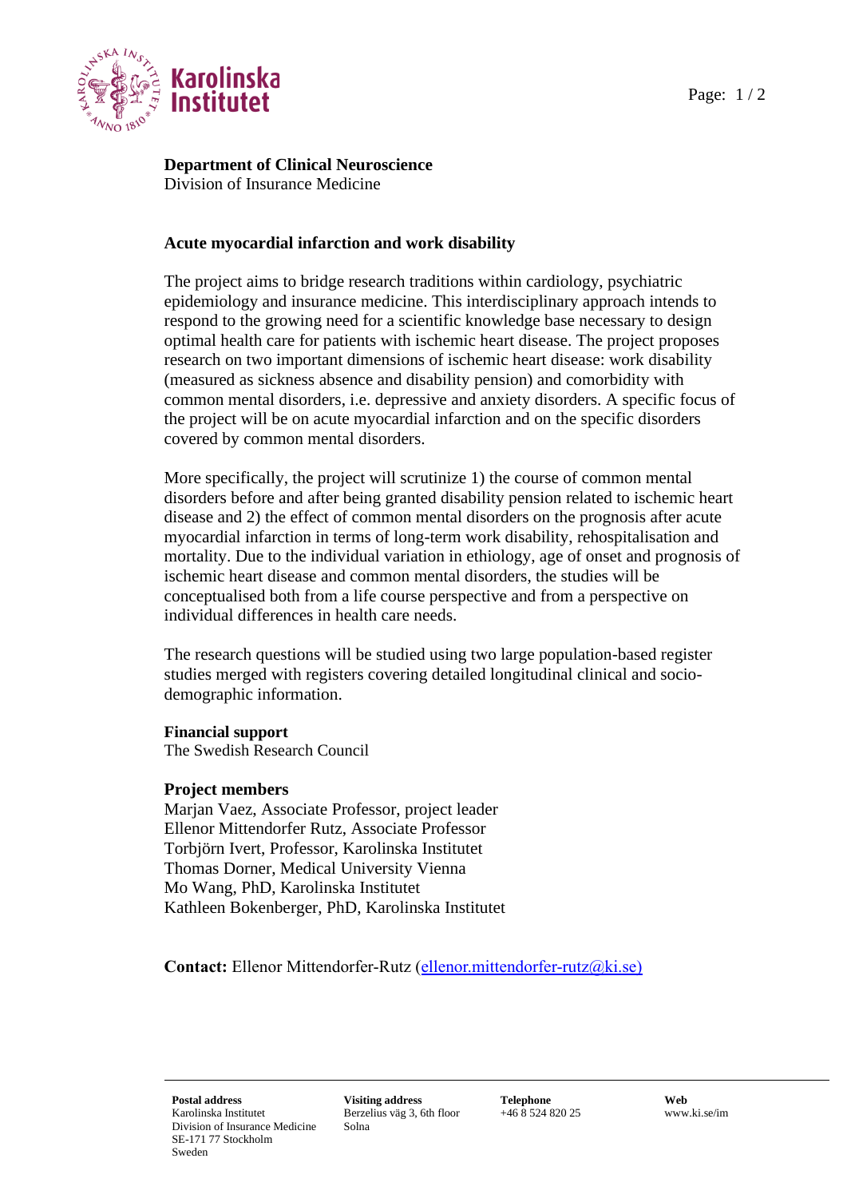**Department of Clinical Neuroscience**
Division of Insurance Medicine

## Acute myocardial infarction and work disability

The project aims to bridge research traditions within cardiology, psychiatric epidemiology and insurance medicine. This interdisciplinary approach intends to respond to the growing need for a scientific knowledge base necessary to design optimal health care for patients with ischemic heart disease. The project proposes research on two important dimensions of ischemic heart disease: work disability (measured as sickness absence and disability pension) and comorbidity with common mental disorders, i.e. depressive and anxiety disorders. A specific focus of the project will be on acute myocardial infarction and on the specific disorders covered by common mental disorders.

More specifically, the project will scrutinize 1) the course of common mental disorders before and after being granted disability pension related to ischemic heart disease and 2) the effect of common mental disorders on the prognosis after acute myocardial infarction in terms of long-term work disability, rehospitalisation and mortality. Due to the individual variation in ethiology, age of onset and prognosis of ischemic heart disease and common mental disorders, the studies will be conceptualised both from a life course perspective and from a perspective on individual differences in health care needs.

The research questions will be studied using two large population-based register studies merged with registers covering detailed longitudinal clinical and socio-demographic information.

**Financial support**
The Swedish Research Council

**Project members**
Marjan Vaez, Associate Professor, project leader
Ellenor Mittendorfer Rutz, Associate Professor
Torbjörn Ivert, Professor, Karolinska Institutet
Thomas Dorner, Medical University Vienna
Mo Wang, PhD, Karolinska Institutet
Kathleen Bokenberger, PhD, Karolinska Institutet

**Contact:** Ellenor Mittendorfer-Rutz (ellenor.mittendorfer-rutz@ki.se)

**Postal address**
Karolinska Institutet
Division of Insurance Medicine
SE-171 77 Stockholm
Sweden

**Visiting address**
Berzelius väg 3, 6th floor
Solna

**Telephone**
+46 8 524 820 25

**Web**
www.ki.se/im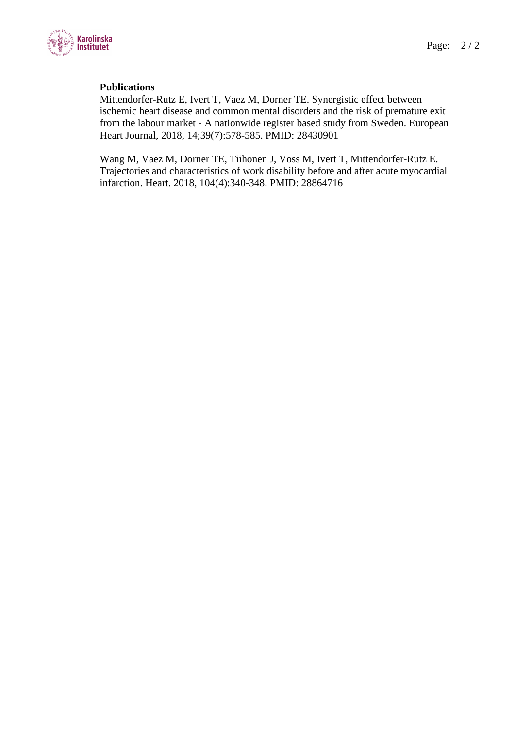**Publications**

Mittendorfer-Rutz E, Ivert T, Vaez M, Dorner TE. Synergistic effect between ischemic heart disease and common mental disorders and the risk of premature exit from the labour market - A nationwide register based study from Sweden. European Heart Journal, 2018, 14;39(7):578-585. PMID: 28430901

Wang M, Vaez M, Dorner TE, Tiihonen J, Voss M, Ivert T, Mittendorfer-Rutz E. Trajectories and characteristics of work disability before and after acute myocardial infarction. Heart. 2018, 104(4):340-348. PMID: 28864716